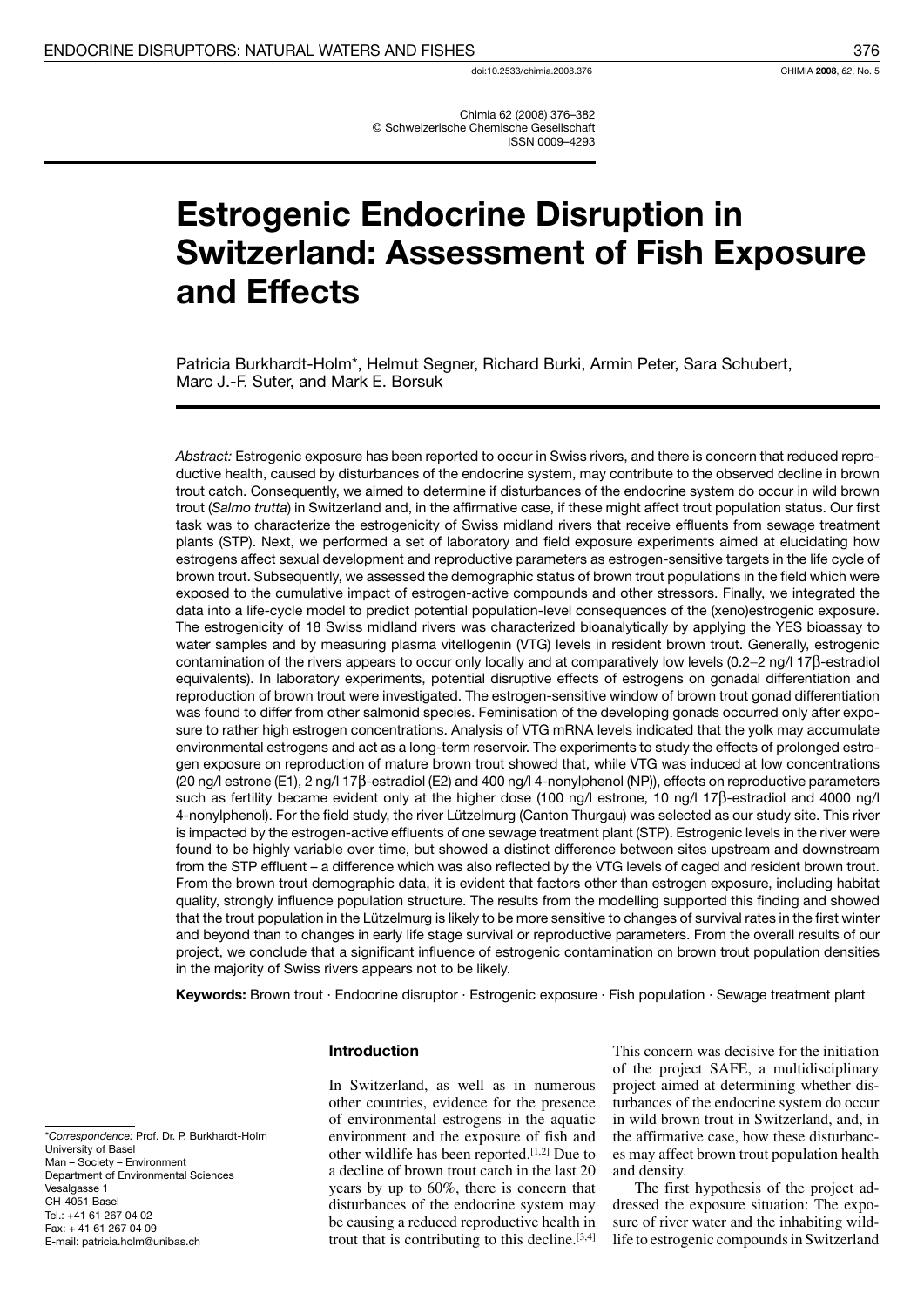Chimia 62 (2008) 376–382
© Schweizerische Chemische Gesellschaft
ISSN 0009–4293

# Estrogenic Endocrine Disruption in Switzerland: Assessment of Fish Exposure and Effects

Patricia Burkhardt-Holm*, Helmut Segner, Richard Burki, Armin Peter, Sara Schubert, Marc J.-F. Suter, and Mark E. Borsuk

*Abstract:* Estrogenic exposure has been reported to occur in Swiss rivers, and there is concern that reduced reproductive health, caused by disturbances of the endocrine system, may contribute to the observed decline in brown trout catch. Consequently, we aimed to determine if disturbances of the endocrine system do occur in wild brown trout (*Salmo trutta*) in Switzerland and, in the affirmative case, if these might affect trout population status. Our first task was to characterize the estrogenicity of Swiss midland rivers that receive effluents from sewage treatment plants (STP). Next, we performed a set of laboratory and field exposure experiments aimed at elucidating how estrogens affect sexual development and reproductive parameters as estrogen-sensitive targets in the life cycle of brown trout. Subsequently, we assessed the demographic status of brown trout populations in the field which were exposed to the cumulative impact of estrogen-active compounds and other stressors. Finally, we integrated the data into a life-cycle model to predict potential population-level consequences of the (xeno)estrogenic exposure. The estrogenicity of 18 Swiss midland rivers was characterized bioanalytically by applying the YES bioassay to water samples and by measuring plasma vitellogenin (VTG) levels in resident brown trout. Generally, estrogenic contamination of the rivers appears to occur only locally and at comparatively low levels (0.2–2 ng/l 17β-estradiol equivalents). In laboratory experiments, potential disruptive effects of estrogens on gonadal differentiation and reproduction of brown trout were investigated. The estrogen-sensitive window of brown trout gonad differentiation was found to differ from other salmonid species. Feminisation of the developing gonads occurred only after exposure to rather high estrogen concentrations. Analysis of VTG mRNA levels indicated that the yolk may accumulate environmental estrogens and act as a long-term reservoir. The experiments to study the effects of prolonged estrogen exposure on reproduction of mature brown trout showed that, while VTG was induced at low concentrations (20 ng/l estrone (E1), 2 ng/l 17β-estradiol (E2) and 400 ng/l 4-nonylphenol (NP)), effects on reproductive parameters such as fertility became evident only at the higher dose (100 ng/l estrone, 10 ng/l 17β-estradiol and 4000 ng/l 4-nonylphenol). For the field study, the river Lützelmurg (Canton Thurgau) was selected as our study site. This river is impacted by the estrogen-active effluents of one sewage treatment plant (STP). Estrogenic levels in the river were found to be highly variable over time, but showed a distinct difference between sites upstream and downstream from the STP effluent – a difference which was also reflected by the VTG levels of caged and resident brown trout. From the brown trout demographic data, it is evident that factors other than estrogen exposure, including habitat quality, strongly influence population structure. The results from the modelling supported this finding and showed that the trout population in the Lützelmurg is likely to be more sensitive to changes of survival rates in the first winter and beyond than to changes in early life stage survival or reproductive parameters. From the overall results of our project, we conclude that a significant influence of estrogenic contamination on brown trout population densities in the majority of Swiss rivers appears not to be likely.

**Keywords:** Brown trout · Endocrine disruptor · Estrogenic exposure · Fish population · Sewage treatment plant

*Correspondence: Prof. Dr. P. Burkhardt-Holm
University of Basel
Man – Society – Environment
Department of Environmental Sciences
Vesalgasse 1
CH-4051 Basel
Tel.: +41 61 267 04 02
Fax: + 41 61 267 04 09
E-mail: patricia.holm@unibas.ch

## Introduction

In Switzerland, as well as in numerous other countries, evidence for the presence of environmental estrogens in the aquatic environment and the exposure of fish and other wildlife has been reported.[1,2] Due to a decline of brown trout catch in the last 20 years by up to 60%, there is concern that disturbances of the endocrine system may be causing a reduced reproductive health in trout that is contributing to this decline.[3,4] This concern was decisive for the initiation of the project SAFE, a multidisciplinary project aimed at determining whether disturbances of the endocrine system do occur in wild brown trout in Switzerland, and, in the affirmative case, how these disturbances may affect brown trout population health and density.

The first hypothesis of the project addressed the exposure situation: The exposure of river water and the inhabiting wildlife to estrogenic compounds in Switzerland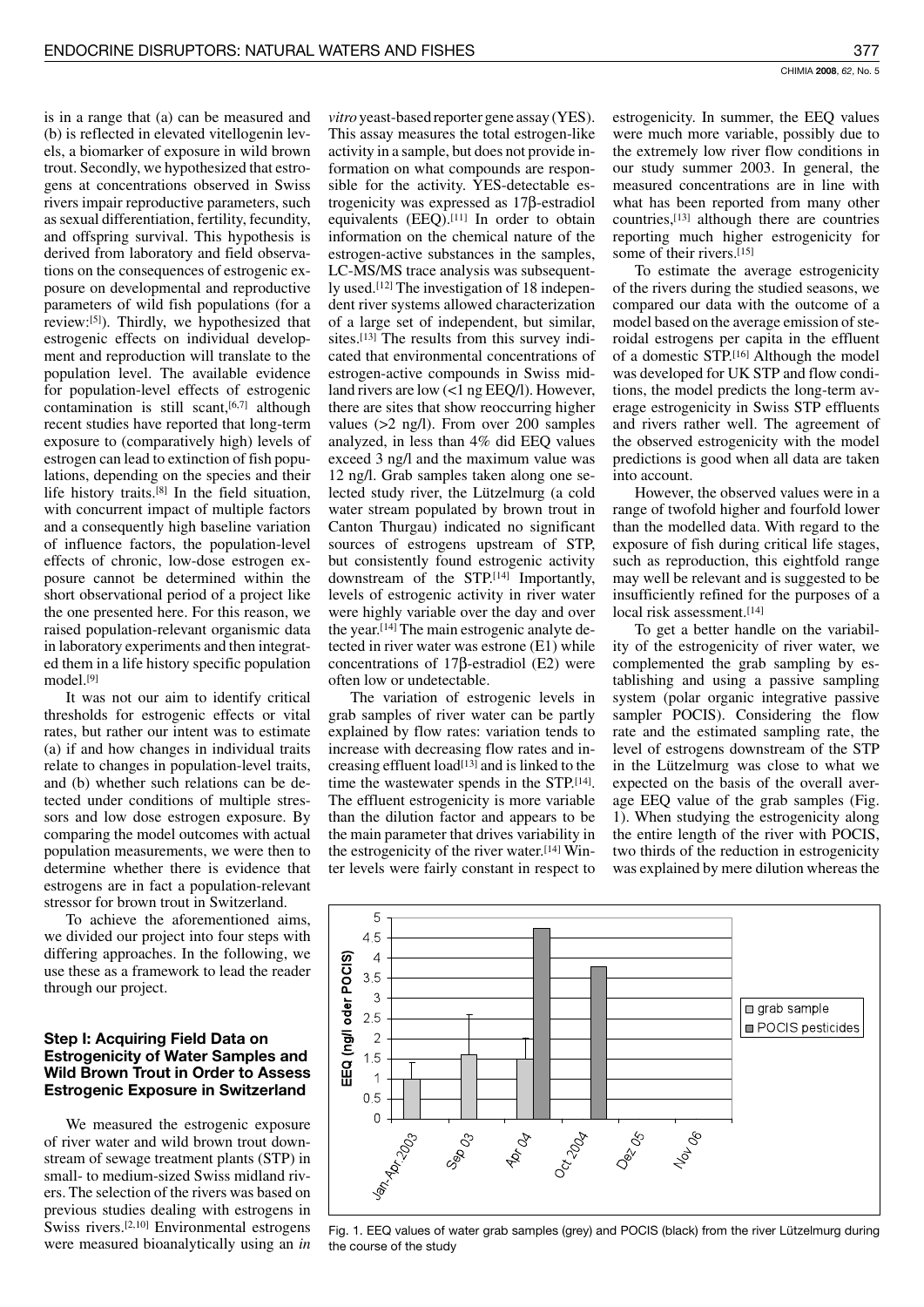is in a range that (a) can be measured and (b) is reflected in elevated vitellogenin levels, a biomarker of exposure in wild brown trout. Secondly, we hypothesized that estrogens at concentrations observed in Swiss rivers impair reproductive parameters, such as sexual differentiation, fertility, fecundity, and offspring survival. This hypothesis is derived from laboratory and field observations on the consequences of estrogenic exposure on developmental and reproductive parameters of wild fish populations (for a review:[5]). Thirdly, we hypothesized that estrogenic effects on individual development and reproduction will translate to the population level. The available evidence for population-level effects of estrogenic contamination is still scant,[6,7] although recent studies have reported that long-term exposure to (comparatively high) levels of estrogen can lead to extinction of fish populations, depending on the species and their life history traits.[8] In the field situation, with concurrent impact of multiple factors and a consequently high baseline variation of influence factors, the population-level effects of chronic, low-dose estrogen exposure cannot be determined within the short observational period of a project like the one presented here. For this reason, we raised population-relevant organismic data in laboratory experiments and then integrated them in a life history specific population model.[9]

It was not our aim to identify critical thresholds for estrogenic effects or vital rates, but rather our intent was to estimate (a) if and how changes in individual traits relate to changes in population-level traits, and (b) whether such relations can be detected under conditions of multiple stressors and low dose estrogen exposure. By comparing the model outcomes with actual population measurements, we were then to determine whether there is evidence that estrogens are in fact a population-relevant stressor for brown trout in Switzerland.

To achieve the aforementioned aims, we divided our project into four steps with differing approaches. In the following, we use these as a framework to lead the reader through our project.

### Step I: Acquiring Field Data on Estrogenicity of Water Samples and Wild Brown Trout in Order to Assess Estrogenic Exposure in Switzerland

We measured the estrogenic exposure of river water and wild brown trout downstream of sewage treatment plants (STP) in small- to medium-sized Swiss midland rivers. The selection of the rivers was based on previous studies dealing with estrogens in Swiss rivers.[2,10] Environmental estrogens were measured bioanalytically using an *in vitro* yeast-based reporter gene assay (YES). This assay measures the total estrogen-like activity in a sample, but does not provide information on what compounds are responsible for the activity. YES-detectable estrogenicity was expressed as 17β-estradiol equivalents (EEQ).[11] In order to obtain information on the chemical nature of the estrogen-active substances in the samples, LC-MS/MS trace analysis was subsequently used.[12] The investigation of 18 independent river systems allowed characterization of a large set of independent, but similar, sites.[13] The results from this survey indicated that environmental concentrations of estrogen-active compounds in Swiss midland rivers are low (<1 ng EEQ/l). However, there are sites that show reoccurring higher values (>2 ng/l). From over 200 samples analyzed, in less than 4% did EEQ values exceed 3 ng/l and the maximum value was 12 ng/l. Grab samples taken along one selected study river, the Lützelmurg (a cold water stream populated by brown trout in Canton Thurgau) indicated no significant sources of estrogens upstream of STP, but consistently found estrogenic activity downstream of the STP.[14] Importantly, levels of estrogenic activity in river water were highly variable over the day and over the year.[14] The main estrogenic analyte detected in river water was estrone (E1) while concentrations of 17β-estradiol (E2) were often low or undetectable.

The variation of estrogenic levels in grab samples of river water can be partly explained by flow rates: variation tends to increase with decreasing flow rates and increasing effluent load[13] and is linked to the time the wastewater spends in the STP.[14]. The effluent estrogenicity is more variable than the dilution factor and appears to be the main parameter that drives variability in the estrogenicity of the river water.[14] Winter levels were fairly constant in respect to estrogenicity. In summer, the EEQ values were much more variable, possibly due to the extremely low river flow conditions in our study summer 2003. In general, the measured concentrations are in line with what has been reported from many other countries,[13] although there are countries reporting much higher estrogenicity for some of their rivers.[15]

To estimate the average estrogenicity of the rivers during the studied seasons, we compared our data with the outcome of a model based on the average emission of steroidal estrogens per capita in the effluent of a domestic STP.[16] Although the model was developed for UK STP and flow conditions, the model predicts the long-term average estrogenicity in Swiss STP effluents and rivers rather well. The agreement of the observed estrogenicity with the model predictions is good when all data are taken into account.

However, the observed values were in a range of twofold higher and fourfold lower than the modelled data. With regard to the exposure of fish during critical life stages, such as reproduction, this eightfold range may well be relevant and is suggested to be insufficiently refined for the purposes of a local risk assessment.[14]

To get a better handle on the variability of the estrogenicity of river water, we complemented the grab sampling by establishing and using a passive sampling system (polar organic integrative passive sampler POCIS). Considering the flow rate and the estimated sampling rate, the level of estrogens downstream of the STP in the Lützelmurg was close to what we expected on the basis of the overall average EEQ value of the grab samples (Fig. 1). When studying the estrogenicity along the entire length of the river with POCIS, two thirds of the reduction in estrogenicity was explained by mere dilution whereas the

Fig. 1. EEQ values of water grab samples (grey) and POCIS (black) from the river Lützelmurg during the course of the study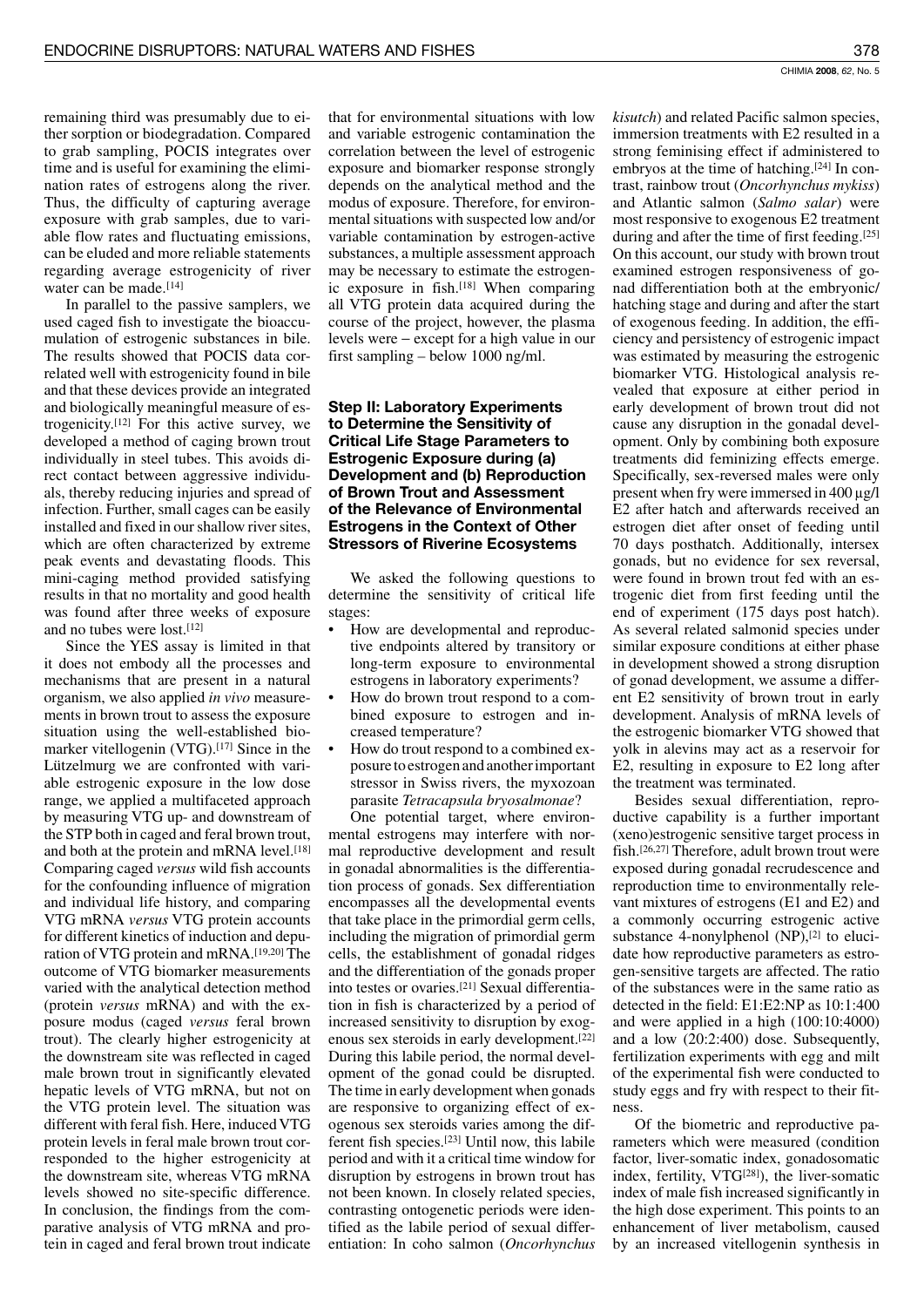remaining third was presumably due to either sorption or biodegradation. Compared to grab sampling, POCIS integrates over time and is useful for examining the elimination rates of estrogens along the river. Thus, the difficulty of capturing average exposure with grab samples, due to variable flow rates and fluctuating emissions, can be eluded and more reliable statements regarding average estrogenicity of river water can be made.[14]

In parallel to the passive samplers, we used caged fish to investigate the bioaccumulation of estrogenic substances in bile. The results showed that POCIS data correlated well with estrogenicity found in bile and that these devices provide an integrated and biologically meaningful measure of estrogenicity.[12] For this active survey, we developed a method of caging brown trout individually in steel tubes. This avoids direct contact between aggressive individuals, thereby reducing injuries and spread of infection. Further, small cages can be easily installed and fixed in our shallow river sites, which are often characterized by extreme peak events and devastating floods. This mini-caging method provided satisfying results in that no mortality and good health was found after three weeks of exposure and no tubes were lost.[12]

Since the YES assay is limited in that it does not embody all the processes and mechanisms that are present in a natural organism, we also applied *in vivo* measurements in brown trout to assess the exposure situation using the well-established biomarker vitellogenin (VTG).[17] Since in the Lützelmurg we are confronted with variable estrogenic exposure in the low dose range, we applied a multifaceted approach by measuring VTG up- and downstream of the STP both in caged and feral brown trout, and both at the protein and mRNA level.[18] Comparing caged *versus* wild fish accounts for the confounding influence of migration and individual life history, and comparing VTG mRNA *versus* VTG protein accounts for different kinetics of induction and depuration of VTG protein and mRNA.[19,20] The outcome of VTG biomarker measurements varied with the analytical detection method (protein *versus* mRNA) and with the exposure modus (caged *versus* feral brown trout). The clearly higher estrogenicity at the downstream site was reflected in caged male brown trout in significantly elevated hepatic levels of VTG mRNA, but not on the VTG protein level. The situation was different with feral fish. Here, induced VTG protein levels in feral male brown trout corresponded to the higher estrogenicity at the downstream site, whereas VTG mRNA levels showed no site-specific difference. In conclusion, the findings from the comparative analysis of VTG mRNA and protein in caged and feral brown trout indicate that for environmental situations with low and variable estrogenic contamination the correlation between the level of estrogenic exposure and biomarker response strongly depends on the analytical method and the modus of exposure. Therefore, for environmental situations with suspected low and/or variable contamination by estrogen-active substances, a multiple assessment approach may be necessary to estimate the estrogenic exposure in fish.[18] When comparing all VTG protein data acquired during the course of the project, however, the plasma levels were – except for a high value in our first sampling – below 1000 ng/ml.

### Step II: Laboratory Experiments to Determine the Sensitivity of Critical Life Stage Parameters to Estrogenic Exposure during (a) Development and (b) Reproduction of Brown Trout and Assessment of the Relevance of Environmental Estrogens in the Context of Other Stressors of Riverine Ecosystems

We asked the following questions to determine the sensitivity of critical life stages:

- How are developmental and reproductive endpoints altered by transitory or long-term exposure to environmental estrogens in laboratory experiments?
- How do brown trout respond to a combined exposure to estrogen and increased temperature?
- How do trout respond to a combined exposure to estrogen and another important stressor in Swiss rivers, the myxozoan parasite *Tetracapsula bryosalmonae*?

One potential target, where environmental estrogens may interfere with normal reproductive development and result in gonadal abnormalities is the differentiation process of gonads. Sex differentiation encompasses all the developmental events that take place in the primordial germ cells, including the migration of primordial germ cells, the establishment of gonadal ridges and the differentiation of the gonads proper into testes or ovaries.[21] Sexual differentiation in fish is characterized by a period of increased sensitivity to disruption by exogenous sex steroids in early development.[22] During this labile period, the normal development of the gonad could be disrupted. The time in early development when gonads are responsive to organizing effect of exogenous sex steroids varies among the different fish species.[23] Until now, this labile period and with it a critical time window for disruption by estrogens in brown trout has not been known. In closely related species, contrasting ontogenetic periods were identified as the labile period of sexual differentiation: In coho salmon (*Oncorhynchus kisutch*) and related Pacific salmon species, immersion treatments with E2 resulted in a strong feminising effect if administered to embryos at the time of hatching.[24] In contrast, rainbow trout (*Oncorhynchus mykiss*) and Atlantic salmon (*Salmo salar*) were most responsive to exogenous E2 treatment during and after the time of first feeding.[25] On this account, our study with brown trout examined estrogen responsiveness of gonad differentiation both at the embryonic/hatching stage and during and after the start of exogenous feeding. In addition, the efficiency and persistency of estrogenic impact was estimated by measuring the estrogenic biomarker VTG. Histological analysis revealed that exposure at either period in early development of brown trout did not cause any disruption in the gonadal development. Only by combining both exposure treatments did feminizing effects emerge. Specifically, sex-reversed males were only present when fry were immersed in 400 µg/l E2 after hatch and afterwards received an estrogen diet after onset of feeding until 70 days posthatch. Additionally, intersex gonads, but no evidence for sex reversal, were found in brown trout fed with an estrogenic diet from first feeding until the end of experiment (175 days post hatch). As several related salmonid species under similar exposure conditions at either phase in development showed a strong disruption of gonad development, we assume a different E2 sensitivity of brown trout in early development. Analysis of mRNA levels of the estrogenic biomarker VTG showed that yolk in alevins may act as a reservoir for E2, resulting in exposure to E2 long after the treatment was terminated.

Besides sexual differentiation, reproductive capability is a further important (xeno)estrogenic sensitive target process in fish.[26,27] Therefore, adult brown trout were exposed during gonadal recrudescence and reproduction time to environmentally relevant mixtures of estrogens (E1 and E2) and a commonly occurring estrogenic active substance 4-nonylphenol (NP),[2] to elucidate how reproductive parameters as estrogen-sensitive targets are affected. The ratio of the substances were in the same ratio as detected in the field: E1:E2:NP as 10:1:400 and were applied in a high (100:10:4000) and a low (20:2:400) dose. Subsequently, fertilization experiments with egg and milt of the experimental fish were conducted to study eggs and fry with respect to their fitness.

Of the biometric and reproductive parameters which were measured (condition factor, liver-somatic index, gonadosomatic index, fertility, VTG[28]), the liver-somatic index of male fish increased significantly in the high dose experiment. This points to an enhancement of liver metabolism, caused by an increased vitellogenin synthesis in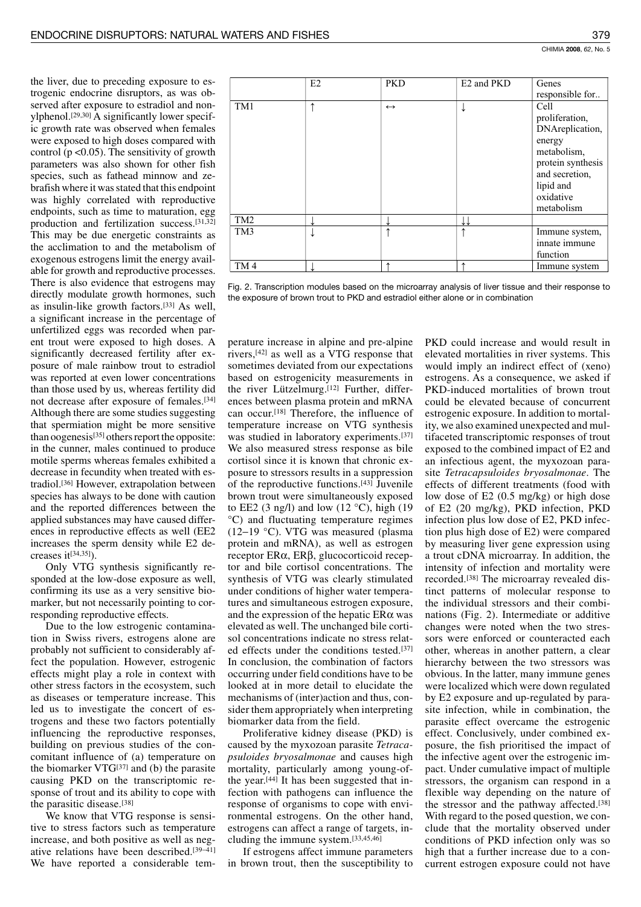the liver, due to preceding exposure to estrogenic endocrine disruptors, as was observed after exposure to estradiol and nonylphenol.[29,30] A significantly lower specific growth rate was observed when females were exposed to high doses compared with control ($p < 0.05$). The sensitivity of growth parameters was also shown for other fish species, such as fathead minnow and zebrafish where it was stated that this endpoint was highly correlated with reproductive endpoints, such as time to maturation, egg production and fertilization success.[31,32] This may be due energetic constraints as the acclimation to and the metabolism of exogenous estrogens limit the energy available for growth and reproductive processes. There is also evidence that estrogens may directly modulate growth hormones, such as insulin-like growth factors.[33] As well, a significant increase in the percentage of unfertilized eggs was recorded when parent trout were exposed to high doses. A significantly decreased fertility after exposure of male rainbow trout to estradiol was reported at even lower concentrations than those used by us, whereas fertility did not decrease after exposure of females.[34] Although there are some studies suggesting that spermiation might be more sensitive than oogenesis[35] others report the opposite: in the cunner, males continued to produce motile sperms whereas females exhibited a decrease in fecundity when treated with estradiol.[36] However, extrapolation between species has always to be done with caution and the reported differences between the applied substances may have caused differences in reproductive effects as well (EE2 increases the sperm density while E2 decreases it[34,35]).

Only VTG synthesis significantly responded at the low-dose exposure as well, confirming its use as a very sensitive biomarker, but not necessarily pointing to corresponding reproductive effects.

Due to the low estrogenic contamination in Swiss rivers, estrogens alone are probably not sufficient to considerably affect the population. However, estrogenic effects might play a role in context with other stress factors in the ecosystem, such as diseases or temperature increase. This led us to investigate the concert of estrogens and these two factors potentially influencing the reproductive responses, building on previous studies of the concomitant influence of (a) temperature on the biomarker VTG[37] and (b) the parasite causing PKD on the transcriptomic response of trout and its ability to cope with the parasitic disease.[38]

We know that VTG response is sensitive to stress factors such as temperature increase, and both positive as well as negative relations have been described.[39–41] We have reported a considerable temperature increase in alpine and pre-alpine rivers,[42] as well as a VTG response that sometimes deviated from our expectations based on estrogenicity measurements in the river Lützelmurg.[12] Further, differences between plasma protein and mRNA can occur.[18] Therefore, the influence of temperature increase on VTG synthesis was studied in laboratory experiments.[37] We also measured stress response as bile cortisol since it is known that chronic exposure to stressors results in a suppression of the reproductive functions.[43] Juvenile brown trout were simultaneously exposed to EE2 (3 ng/l) and low (12 °C), high (19 °C) and fluctuating temperature regimes (12–19 °C). VTG was measured (plasma protein and mRNA), as well as estrogen receptor ERα, ERβ, glucocorticoid receptor and bile cortisol concentrations. The synthesis of VTG was clearly stimulated under conditions of higher water temperatures and simultaneous estrogen exposure, and the expression of the hepatic ERα was elevated as well. The unchanged bile cortisol concentrations indicate no stress related effects under the conditions tested.[37] In conclusion, the combination of factors occurring under field conditions have to be looked at in more detail to elucidate the mechanisms of (inter)action and thus, consider them appropriately when interpreting biomarker data from the field.

Proliferative kidney disease (PKD) is caused by the myxozoan parasite *Tetracapsuloides bryosalmonae* and causes high mortality, particularly among young-of-the year.[44] It has been suggested that infection with pathogens can influence the response of organisms to cope with environmental stresses. On the other hand, estrogens can affect a range of targets, including the immune system.[33,45,46]

If estrogens affect immune parameters in brown trout, then the susceptibility to PKD could increase and would result in elevated mortalities in river systems. This would imply an indirect effect of (xeno) estrogens. As a consequence, we asked if PKD-induced mortalities of brown trout could be elevated because of concurrent estrogenic exposure. In addition to mortality, we also examined unexpected and multifaceted transcriptomic responses of trout exposed to the combined impact of E2 and an infectious agent, the myxozoan parasite *Tetracapsuloides bryosalmonae*. The effects of different treatments (food with low dose of E2 (0.5 mg/kg) or high dose of E2 (20 mg/kg), PKD infection, PKD infection plus low dose of E2, PKD infection plus high dose of E2) were compared by measuring liver gene expression using a trout cDNA microarray. In addition, the intensity of infection and mortality were recorded.[38] The microarray revealed distinct patterns of molecular response to the individual stressors and their combinations (Fig. 2). Intermediate or additive changes were noted when the two stressors were enforced or counteracted each other, whereas in another pattern, a clear hierarchy between the two stressors was obvious. In the latter, many immune genes were localized which were down regulated by E2 exposure and up-regulated by parasite infection, while in combination, the parasite effect overcame the estrogenic effect. Conclusively, under combined exposure, the fish prioritised the impact of the infective agent over the estrogenic impact. Under cumulative impact of multiple stressors, the organism can respond in a flexible way depending on the nature of the stressor and the pathway affected.[38] With regard to the posed question, we conclude that the mortality observed under conditions of PKD infection only was so high that a further increase due to a concurrent estrogen exposure could not have

| | E2 | PKD | E2 and PKD | Genes responsible for.. |
|---|---|---|---|---|
| TM1 | ↑ | ↔ | ↓ | Cell proliferation, DNAreplication, energy metabolism, protein synthesis and secretion, lipid and oxidative metabolism |
| TM2 | ↓ | ↓ | ↓↓ | |
| TM3 | ↓ | ↑ | ↑ | Immune system, innate immune function |
| TM 4 | ↓ | ↑ | ↑ | Immune system |

Fig. 2. Transcription modules based on the microarray analysis of liver tissue and their response to the exposure of brown trout to PKD and estradiol either alone or in combination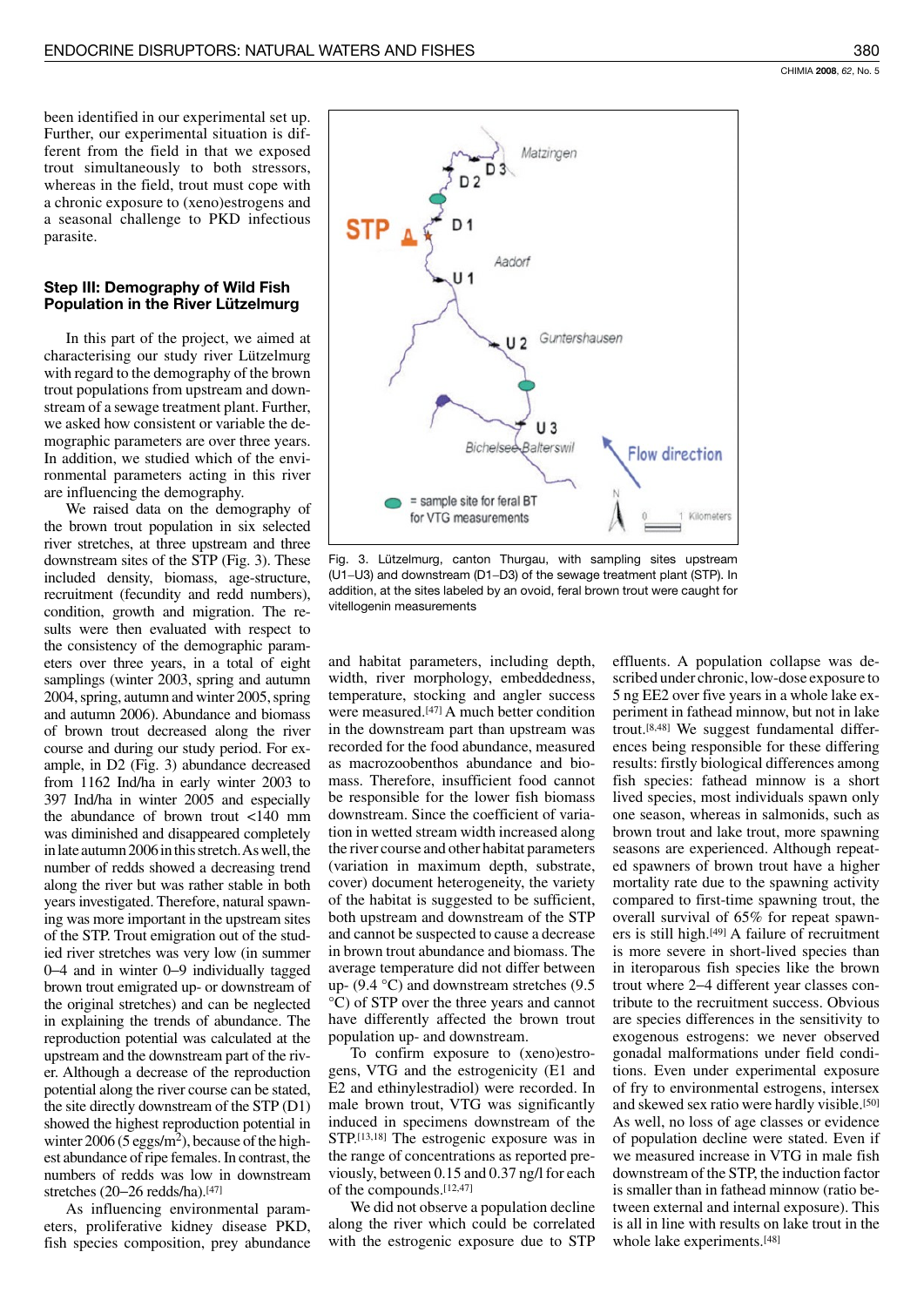been identified in our experimental set up. Further, our experimental situation is different from the field in that we exposed trout simultaneously to both stressors, whereas in the field, trout must cope with a chronic exposure to (xeno)estrogens and a seasonal challenge to PKD infectious parasite.

### Step III: Demography of Wild Fish Population in the River Lützelmurg

In this part of the project, we aimed at characterising our study river Lützelmurg with regard to the demography of the brown trout populations from upstream and downstream of a sewage treatment plant. Further, we asked how consistent or variable the demographic parameters are over three years. In addition, we studied which of the environmental parameters acting in this river are influencing the demography.

We raised data on the demography of the brown trout population in six selected river stretches, at three upstream and three downstream sites of the STP (Fig. 3). These included density, biomass, age-structure, recruitment (fecundity and redd numbers), condition, growth and migration. The results were then evaluated with respect to the consistency of the demographic parameters over three years, in a total of eight samplings (winter 2003, spring and autumn 2004, spring, autumn and winter 2005, spring and autumn 2006). Abundance and biomass of brown trout decreased along the river course and during our study period. For example, in D2 (Fig. 3) abundance decreased from 1162 Ind/ha in early winter 2003 to 397 Ind/ha in winter 2005 and especially the abundance of brown trout <140 mm was diminished and disappeared completely in late autumn 2006 in this stretch. As well, the number of redds showed a decreasing trend along the river but was rather stable in both years investigated. Therefore, natural spawning was more important in the upstream sites of the STP. Trout emigration out of the studied river stretches was very low (in summer 0–4 and in winter 0–9 individually tagged brown trout emigrated up- or downstream of the original stretches) and can be neglected in explaining the trends of abundance. The reproduction potential was calculated at the upstream and the downstream part of the river. Although a decrease of the reproduction potential along the river course can be stated, the site directly downstream of the STP (D1) showed the highest reproduction potential in winter 2006 (5 eggs/m$^2$), because of the highest abundance of ripe females. In contrast, the numbers of redds was low in downstream stretches (20–26 redds/ha).[47]

As influencing environmental parameters, proliferative kidney disease PKD, fish species composition, prey abundance and habitat parameters, including depth, width, river morphology, embeddedness, temperature, stocking and angler success were measured.[47] A much better condition in the downstream part than upstream was recorded for the food abundance, measured as macrozoobenthos abundance and biomass. Therefore, insufficient food cannot be responsible for the lower fish biomass downstream. Since the coefficient of variation in wetted stream width increased along the river course and other habitat parameters (variation in maximum depth, substrate, cover) document heterogeneity, the variety of the habitat is suggested to be sufficient, both upstream and downstream of the STP and cannot be suspected to cause a decrease in brown trout abundance and biomass. The average temperature did not differ between up- (9.4 °C) and downstream stretches (9.5 °C) of STP over the three years and cannot have differently affected the brown trout population up- and downstream.

To confirm exposure to (xeno)estrogens, VTG and the estrogenicity (E1 and E2 and ethinylestradiol) were recorded. In male brown trout, VTG was significantly induced in specimens downstream of the STP.[13,18] The estrogenic exposure was in the range of concentrations as reported previously, between 0.15 and 0.37 ng/l for each of the compounds.[12,47]

We did not observe a population decline along the river which could be correlated with the estrogenic exposure due to STP effluents. A population collapse was described under chronic, low-dose exposure to 5 ng EE2 over five years in a whole lake experiment in fathead minnow, but not in lake trout.[8,48] We suggest fundamental differences being responsible for these differing results: firstly biological differences among fish species: fathead minnow is a short lived species, most individuals spawn only one season, whereas in salmonids, such as brown trout and lake trout, more spawning seasons are experienced. Although repeated spawners of brown trout have a higher mortality rate due to the spawning activity compared to first-time spawning trout, the overall survival of 65% for repeat spawners is still high.[49] A failure of recruitment is more severe in short-lived species than in iteroparous fish species like the brown trout where 2–4 different year classes contribute to the recruitment success. Obvious are species differences in the sensitivity to exogenous estrogens: we never observed gonadal malformations under field conditions. Even under experimental exposure of fry to environmental estrogens, intersex and skewed sex ratio were hardly visible.[50] As well, no loss of age classes or evidence of population decline were stated. Even if we measured increase in VTG in male fish downstream of the STP, the induction factor is smaller than in fathead minnow (ratio between external and internal exposure). This is all in line with results on lake trout in the whole lake experiments.[48]

Fig. 3. Lützelmurg, canton Thurgau, with sampling sites upstream (U1–U3) and downstream (D1–D3) of the sewage treatment plant (STP). In addition, at the sites labeled by an ovoid, feral brown trout were caught for vitellogenin measurements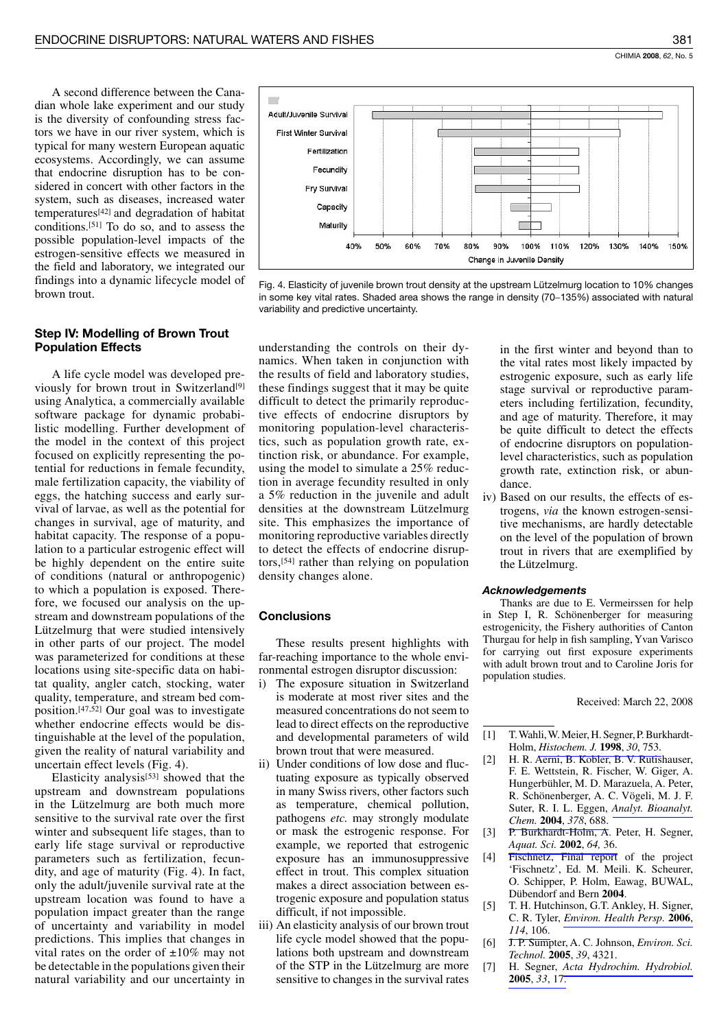A second difference between the Canadian whole lake experiment and our study is the diversity of confounding stress factors we have in our river system, which is typical for many western European aquatic ecosystems. Accordingly, we can assume that endocrine disruption has to be considered in concert with other factors in the system, such as diseases, increased water temperatures[42] and degradation of habitat conditions.[51] To do so, and to assess the possible population-level impacts of the estrogen-sensitive effects we measured in the field and laboratory, we integrated our findings into a dynamic lifecycle model of brown trout.

### Step IV: Modelling of Brown Trout Population Effects

A life cycle model was developed previously for brown trout in Switzerland[9] using Analytica, a commercially available software package for dynamic probabilistic modelling. Further development of the model in the context of this project focused on explicitly representing the potential for reductions in female fecundity, male fertilization capacity, the viability of eggs, the hatching success and early survival of larvae, as well as the potential for changes in survival, age of maturity, and habitat capacity. The response of a population to a particular estrogenic effect will be highly dependent on the entire suite of conditions (natural or anthropogenic) to which a population is exposed. Therefore, we focused our analysis on the upstream and downstream populations of the Lützelmurg that were studied intensively in other parts of our project. The model was parameterized for conditions at these locations using site-specific data on habitat quality, angler catch, stocking, water quality, temperature, and stream bed composition.[47,52] Our goal was to investigate whether endocrine effects would be distinguishable at the level of the population, given the reality of natural variability and uncertain effect levels (Fig. 4).

Elasticity analysis[53] showed that the upstream and downstream populations in the Lützelmurg are both much more sensitive to the survival rate over the first winter and subsequent life stages, than to early life stage survival or reproductive parameters such as fertilization, fecundity, and age of maturity (Fig. 4). In fact, only the adult/juvenile survival rate at the upstream location was found to have a population impact greater than the range of uncertainty and variability in model predictions. This implies that changes in vital rates on the order of ±10% may not be detectable in the populations given their natural variability and our uncertainty in understanding the controls on their dynamics. When taken in conjunction with the results of field and laboratory studies, these findings suggest that it may be quite difficult to detect the primarily reproductive effects of endocrine disruptors by monitoring population-level characteristics, such as population growth rate, extinction risk, or abundance. For example, using the model to simulate a 25% reduction in average fecundity resulted in only a 5% reduction in the juvenile and adult densities at the downstream Lützelmurg site. This emphasizes the importance of monitoring reproductive variables directly to detect the effects of endocrine disruptors,[54] rather than relying on population density changes alone.

Fig. 4. Elasticity of juvenile brown trout density at the upstream Lützelmurg location to 10% changes in some key vital rates. Shaded area shows the range in density (70–135%) associated with natural variability and predictive uncertainty.

### Conclusions

These results present highlights with far-reaching importance to the whole environmental estrogen disruptor discussion:

i) The exposure situation in Switzerland is moderate at most river sites and the measured concentrations do not seem to lead to direct effects on the reproductive and developmental parameters of wild brown trout that were measured.
ii) Under conditions of low dose and fluctuating exposure as typically observed in many Swiss rivers, other factors such as temperature, chemical pollution, pathogens *etc.* may strongly modulate or mask the estrogenic response. For example, we reported that estrogenic exposure has an immunosuppressive effect in trout. This complex situation makes a direct association between estrogenic exposure and population status difficult, if not impossible.
iii) An elasticity analysis of our brown trout life cycle model showed that the populations both upstream and downstream of the STP in the Lützelmurg are more sensitive to changes in the survival rates in the first winter and beyond than to the vital rates most likely impacted by estrogenic exposure, such as early life stage survival or reproductive parameters including fertilization, fecundity, and age of maturity. Therefore, it may be quite difficult to detect the effects of endocrine disruptors on population-level characteristics, such as population growth rate, extinction risk, or abundance.
iv) Based on our results, the effects of estrogens, *via* the known estrogen-sensitive mechanisms, are hardly detectable on the level of the population of brown trout in rivers that are exemplified by the Lützelmurg.

#### Acknowledgements

Thanks are due to E. Vermeirssen for help in Step I, R. Schönenberger for measuring estrogenicity, the Fishery authorities of Canton Thurgau for help in fish sampling, Yvan Varisco for carrying out first exposure experiments with adult brown trout and to Caroline Joris for population studies.

Received: March 22, 2008

[1] T. Wahli, W. Meier, H. Segner, P. Burkhardt-Holm, *Histochem. J.* **1998**, *30*, 753.
[2] H. R. Aerni, B. Kobler, B. V. Rutishauser, F. E. Wettstein, R. Fischer, W. Giger, A. Hungerbühler, M. D. Marazuela, A. Peter, R. Schönenberger, A. C. Vögeli, M. J. F. Suter, R. I. L. Eggen, *Analyt. Bioanalyt. Chem.* **2004**, *378*, 688.
[3] P. Burkhardt-Holm, A. Peter, H. Segner, *Aquat. Sci.* **2002**, *64,* 36.
[4] Fischnetz, Final report of the project 'Fischnetz', Ed. M. Meili. K. Scheurer, O. Schipper, P. Holm, Eawag, BUWAL, Dübendorf and Bern **2004**.
[5] T. H. Hutchinson, G.T. Ankley, H. Signer, C. R. Tyler, *Environ. Health Persp.* **2006**, *114*, 106.
[6] J. P. Sumpter, A. C. Johnson, *Environ. Sci. Technol.* **2005**, *39*, 4321.
[7] H. Segner, *Acta Hydrochim. Hydrobiol.* **2005**, *33*, 17.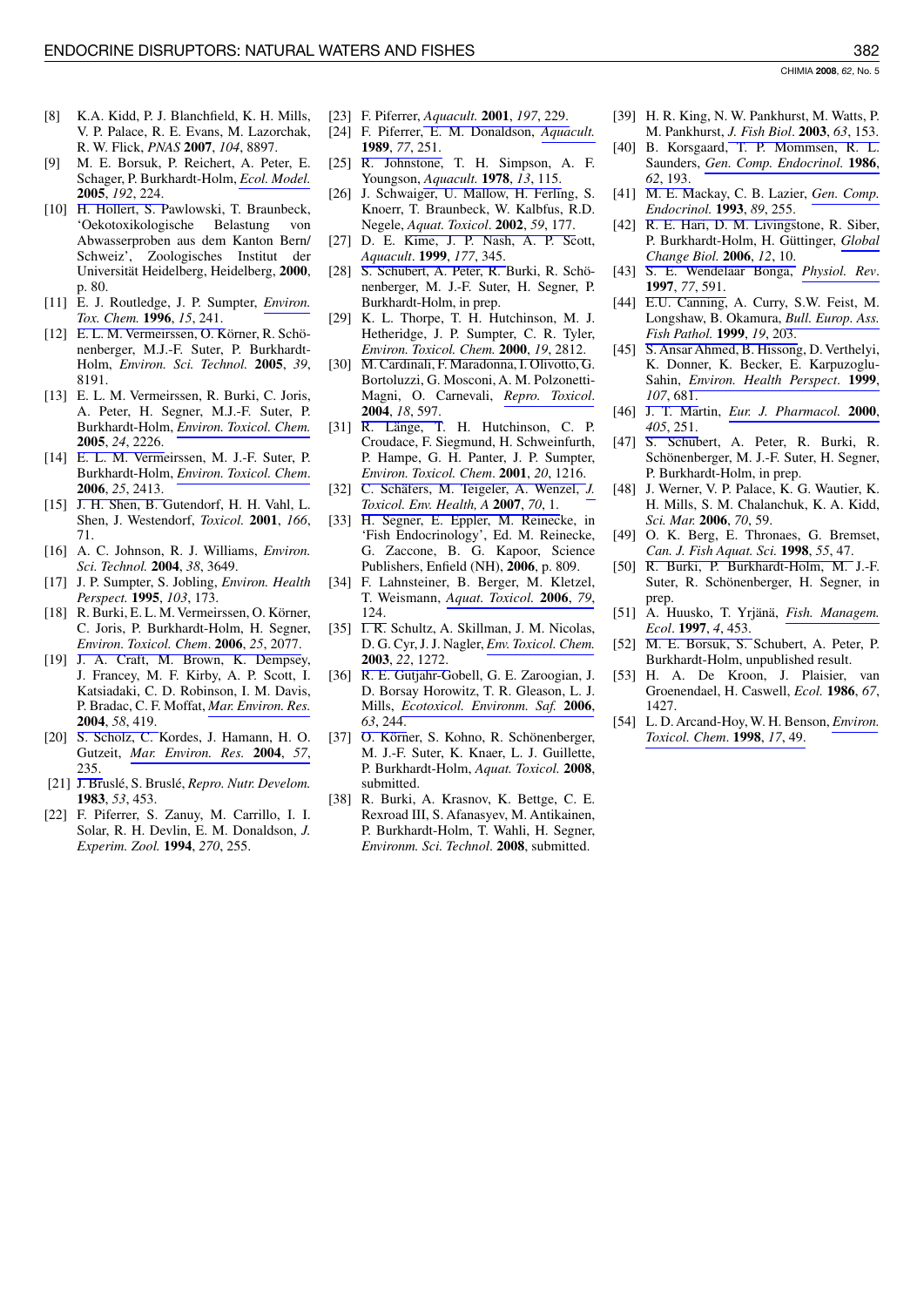[8] K.A. Kidd, P. J. Blanchfield, K. H. Mills, V. P. Palace, R. E. Evans, M. Lazorchak, R. W. Flick, *PNAS* **2007**, *104*, 8897.

[9] M. E. Borsuk, P. Reichert, A. Peter, E. Schager, P. Burkhardt-Holm, *Ecol. Model.* **2005**, *192*, 224.

[10] H. Hollert, S. Pawlowski, T. Braunbeck, 'Oekotoxikologische Belastung von Abwasserproben aus dem Kanton Bern/Schweiz', Zoologisches Institut der Universität Heidelberg, Heidelberg, **2000**, p. 80.

[11] E. J. Routledge, J. P. Sumpter, *Environ. Tox. Chem.* **1996**, *15*, 241.

[12] E. L. M. Vermeirssen, O. Körner, R. Schönenberger, M.J.-F. Suter, P. Burkhardt-Holm, *Environ. Sci. Technol.* **2005**, *39*, 8191.

[13] E. L. M. Vermeirssen, R. Burki, C. Joris, A. Peter, H. Segner, M.J.-F. Suter, P. Burkhardt-Holm, *Environ. Toxicol. Chem.* **2005**, *24*, 2226.

[14] E. L. M. Vermeirssen, M. J.-F. Suter, P. Burkhardt-Holm, *Environ. Toxicol. Chem.* **2006**, *25*, 2413.

[15] J. H. Shen, B. Gutendorf, H. H. Vahl, L. Shen, J. Westendorf, *Toxicol.* **2001**, *166*, 71.

[16] A. C. Johnson, R. J. Williams, *Environ. Sci. Technol.* **2004**, *38*, 3649.

[17] J. P. Sumpter, S. Jobling, *Environ. Health Perspect.* **1995**, *103*, 173.

[18] R. Burki, E. L. M. Vermeirssen, O. Körner, C. Joris, P. Burkhardt-Holm, H. Segner, *Environ. Toxicol. Chem.* **2006**, *25*, 2077.

[19] J. A. Craft, M. Brown, K. Dempsey, J. Francey, M. F. Kirby, A. P. Scott, I. Katsiadaki, C. D. Robinson, I. M. Davis, P. Bradac, C. F. Moffat, *Mar. Environ. Res.* **2004**, *58*, 419.

[20] S. Scholz, C. Kordes, J. Hamann, H. O. Gutzeit, *Mar. Environ. Res.* **2004**, *57*, 235.

[21] J. Bruslé, S. Bruslé, *Repro. Nutr. Develom.* **1983**, *53*, 453.

[22] F. Piferrer, S. Zanuy, M. Carrillo, I. I. Solar, R. H. Devlin, E. M. Donaldson, *J. Experim. Zool.* **1994**, *270*, 255.

[23] F. Piferrer, *Aquacult.* **2001**, *197*, 229.

[24] F. Piferrer, E. M. Donaldson, *Aquacult.* **1989**, *77*, 251.

[25] R. Johnstone, T. H. Simpson, A. F. Youngson, *Aquacult.* **1978**, *13*, 115.

[26] J. Schwaiger, U. Mallow, H. Ferling, S. Knoerr, T. Braunbeck, W. Kalbfus, R.D. Negele, *Aquat. Toxicol*. **2002**, *59*, 177.

[27] D. E. Kime, J. P. Nash, A. P. Scott, *Aquacult*. **1999**, *177*, 345.

[28] S. Schubert, A. Peter, R. Burki, R. Schönenberger, M. J.-F. Suter, H. Segner, P. Burkhardt-Holm, in prep.

[29] K. L. Thorpe, T. H. Hutchinson, M. J. Hetheridge, J. P. Sumpter, C. R. Tyler, *Environ. Toxicol. Chem.* **2000**, *19*, 2812.

[30] M. Cardinali, F. Maradonna, I. Olivotto, G. Bortoluzzi, G. Mosconi, A. M. Polzonetti-Magni, O. Carnevali, *Repro. Toxicol.* **2004**, *18*, 597.

[31] R. Länge, T. H. Hutchinson, C. P. Croudace, F. Siegmund, H. Schweinfurth, P. Hampe, G. H. Panter, J. P. Sumpter, *Environ. Toxicol. Chem.* **2001**, *20*, 1216.

[32] C. Schäfers, M. Teigeler, A. Wenzel, *J. Toxicol. Env. Health, A* **2007**, *70*, 1.

[33] H. Segner, E. Eppler, M. Reinecke, in 'Fish Endocrinology', Ed. M. Reinecke, G. Zaccone, B. G. Kapoor, Science Publishers, Enfield (NH), **2006**, p. 809.

[34] F. Lahnsteiner, B. Berger, M. Kletzel, T. Weismann, *Aquat. Toxicol.* **2006**, *79*, 124.

[35] I. R. Schultz, A. Skillman, J. M. Nicolas, D. G. Cyr, J. J. Nagler, *Env. Toxicol. Chem.* **2003**, *22*, 1272.

[36] R. E. Gutjahr-Gobell, G. E. Zaroogian, J. D. Borsay Horowitz, T. R. Gleason, L. J. Mills, *Ecotoxicol. Environm. Saf.* **2006**, *63*, 244.

[37] O. Körner, S. Kohno, R. Schönenberger, M. J.-F. Suter, K. Knaer, L. J. Guillette, P. Burkhardt-Holm, *Aquat. Toxicol.* **2008**, submitted.

[38] R. Burki, A. Krasnov, K. Bettge, C. E. Rexroad III, S. Afanasyev, M. Antikainen, P. Burkhardt-Holm, T. Wahli, H. Segner, *Environm. Sci. Technol*. **2008**, submitted.

[39] H. R. King, N. W. Pankhurst, M. Watts, P. M. Pankhurst, *J. Fish Biol*. **2003**, *63*, 153.

[40] B. Korsgaard, T. P. Mommsen, R. L. Saunders, *Gen. Comp. Endocrinol.* **1986**, *62*, 193.

[41] M. E. Mackay, C. B. Lazier, *Gen. Comp. Endocrinol.* **1993**, *89*, 255.

[42] R. E. Hari, D. M. Livingstone, R. Siber, P. Burkhardt-Holm, H. Güttinger, *Global Change Biol.* **2006**, *12*, 10.

[43] S. E. Wendelaar Bonga, *Physiol. Rev*. **1997**, *77*, 591.

[44] E.U. Canning, A. Curry, S.W. Feist, M. Longshaw, B. Okamura, *Bull. Europ. Ass. Fish Pathol.* **1999**, *19*, 203.

[45] S. Ansar Ahmed, B. Hissong, D. Verthelyi, K. Donner, K. Becker, E. Karpuzoglu-Sahin, *Environ. Health Perspect*. **1999**, *107*, 681.

[46] J. T. Martin, *Eur. J. Pharmacol.* **2000**, *405*, 251.

[47] S. Schubert, A. Peter, R. Burki, R. Schönenberger, M. J.-F. Suter, H. Segner, P. Burkhardt-Holm, in prep.

[48] J. Werner, V. P. Palace, K. G. Wautier, K. H. Mills, S. M. Chalanchuk, K. A. Kidd, *Sci. Mar.* **2006**, *70*, 59.

[49] O. K. Berg, E. Thronaes, G. Bremset, *Can. J. Fish Aquat. Sci.* **1998**, *55*, 47.

[50] R. Burki, P. Burkhardt-Holm, M. J.-F. Suter, R. Schönenberger, H. Segner, in prep.

[51] A. Huusko, T. Yrjänä, *Fish. Managem. Ecol*. **1997**, *4*, 453.

[52] M. E. Borsuk, S. Schubert, A. Peter, P. Burkhardt-Holm, unpublished result.

[53] H. A. De Kroon, J. Plaisier, van Groenendael, H. Caswell, *Ecol.* **1986**, *67*, 1427.

[54] L. D. Arcand-Hoy, W. H. Benson, *Environ. Toxicol. Chem*. **1998**, *17*, 49.